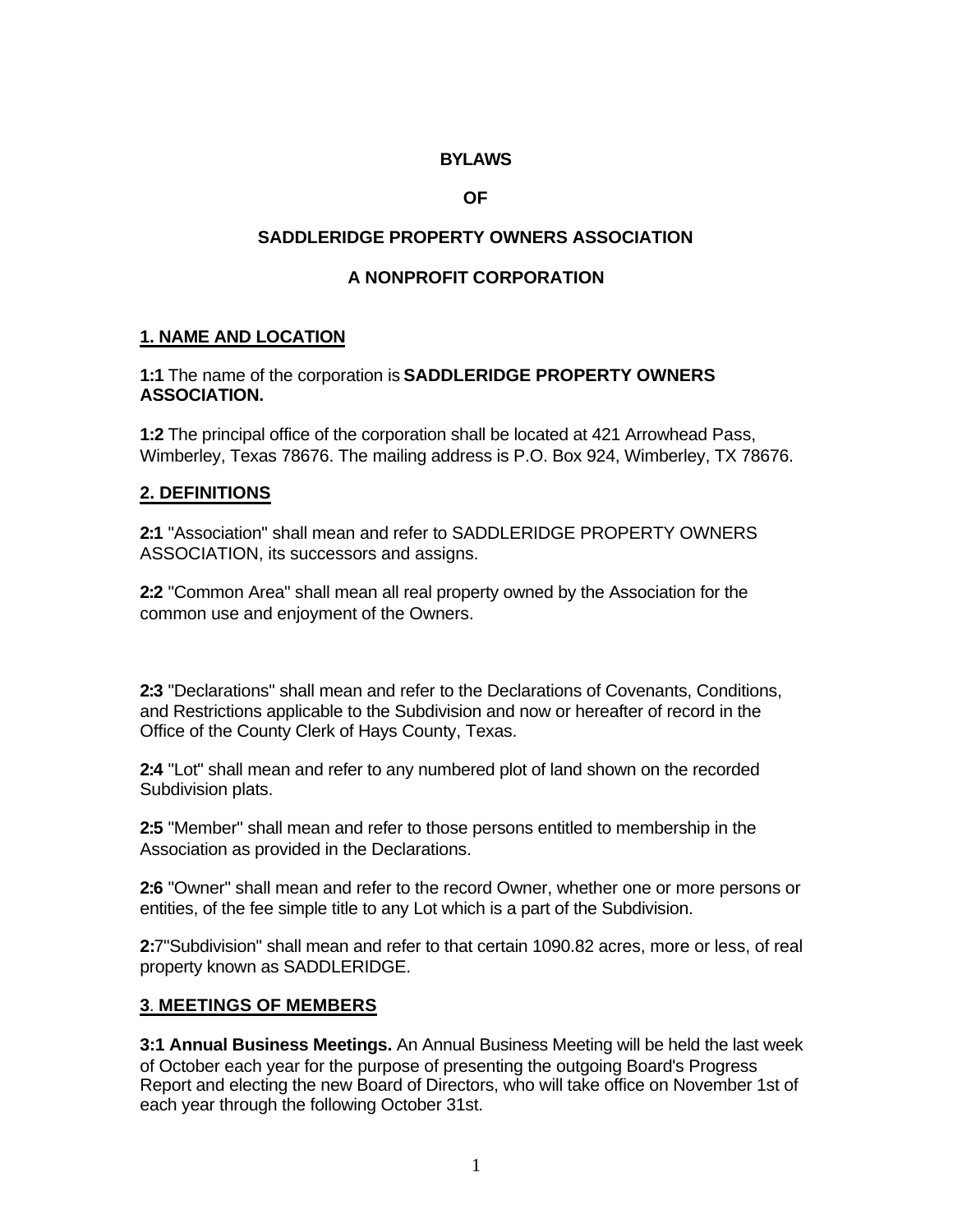**BYLAWS**

**OF**

**SADDLERIDGE PROPERTY OWNERS ASSOCIATION**

**A NONPROFIT CORPORATION**

## 1. NAME AND LOCATION

**1:1** The name of the corporation is **SADDLERIDGE PROPERTY OWNERS ASSOCIATION.**

**1:2** The principal office of the corporation shall be located at 421 Arrowhead Pass, Wimberley, Texas 78676. The mailing address is P.O. Box 924, Wimberley, TX 78676.

## 2. DEFINITIONS

**2:1** "Association" shall mean and refer to SADDLERIDGE PROPERTY OWNERS ASSOCIATION, its successors and assigns.

**2:2** "Common Area" shall mean all real property owned by the Association for the common use and enjoyment of the Owners.

**2:3** "Declarations" shall mean and refer to the Declarations of Covenants, Conditions, and Restrictions applicable to the Subdivision and now or hereafter of record in the Office of the County Clerk of Hays County, Texas.

**2:4** "Lot" shall mean and refer to any numbered plot of land shown on the recorded Subdivision plats.

**2:5** "Member" shall mean and refer to those persons entitled to membership in the Association as provided in the Declarations.

**2:6** "Owner" shall mean and refer to the record Owner, whether one or more persons or entities, of the fee simple title to any Lot which is a part of the Subdivision.

**2:**7"Subdivision" shall mean and refer to that certain 1090.82 acres, more or less, of real property known as SADDLERIDGE.

## 3. MEETINGS OF MEMBERS

**3:1 Annual Business Meetings.** An Annual Business Meeting will be held the last week of October each year for the purpose of presenting the outgoing Board's Progress Report and electing the new Board of Directors, who will take office on November 1st of each year through the following October 31st.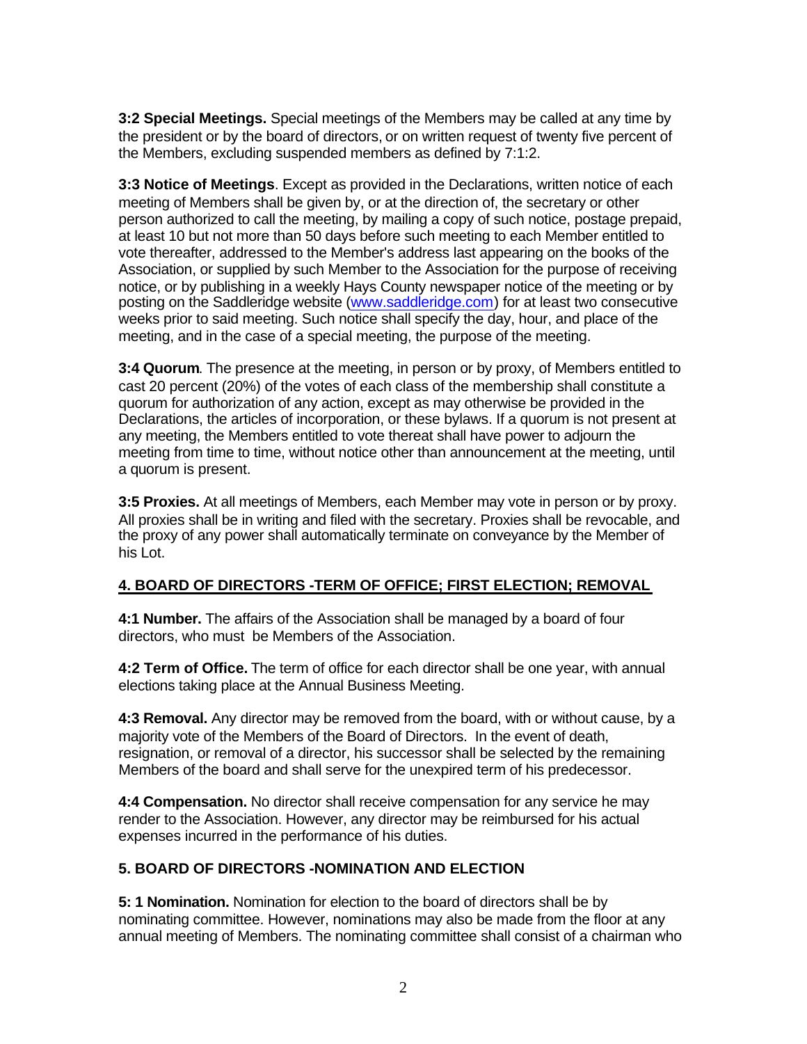**3:2 Special Meetings.** Special meetings of the Members may be called at any time by the president or by the board of directors, or on written request of twenty five percent of the Members, excluding suspended members as defined by 7:1:2.

**3:3 Notice of Meetings**. Except as provided in the Declarations, written notice of each meeting of Members shall be given by, or at the direction of, the secretary or other person authorized to call the meeting, by mailing a copy of such notice, postage prepaid, at least 10 but not more than 50 days before such meeting to each Member entitled to vote thereafter, addressed to the Member's address last appearing on the books of the Association, or supplied by such Member to the Association for the purpose of receiving notice, or by publishing in a weekly Hays County newspaper notice of the meeting or by posting on the Saddleridge website (www.saddleridge.com) for at least two consecutive weeks prior to said meeting. Such notice shall specify the day, hour, and place of the meeting, and in the case of a special meeting, the purpose of the meeting.

**3:4 Quorum**. The presence at the meeting, in person or by proxy, of Members entitled to cast 20 percent (20%) of the votes of each class of the membership shall constitute a quorum for authorization of any action, except as may otherwise be provided in the Declarations, the articles of incorporation, or these bylaws. If a quorum is not present at any meeting, the Members entitled to vote thereat shall have power to adjourn the meeting from time to time, without notice other than announcement at the meeting, until a quorum is present.

**3:5 Proxies.** At all meetings of Members, each Member may vote in person or by proxy. All proxies shall be in writing and filed with the secretary. Proxies shall be revocable, and the proxy of any power shall automatically terminate on conveyance by the Member of his Lot.

## 4. BOARD OF DIRECTORS -TERM OF OFFICE; FIRST ELECTION; REMOVAL

**4:1 Number.** The affairs of the Association shall be managed by a board of four directors, who must be Members of the Association.

**4:2 Term of Office.** The term of office for each director shall be one year, with annual elections taking place at the Annual Business Meeting.

**4:3 Removal.** Any director may be removed from the board, with or without cause, by a majority vote of the Members of the Board of Directors. In the event of death, resignation, or removal of a director, his successor shall be selected by the remaining Members of the board and shall serve for the unexpired term of his predecessor.

**4:4 Compensation.** No director shall receive compensation for any service he may render to the Association. However, any director may be reimbursed for his actual expenses incurred in the performance of his duties.

## 5. BOARD OF DIRECTORS -NOMINATION AND ELECTION

**5: 1 Nomination.** Nomination for election to the board of directors shall be by nominating committee. However, nominations may also be made from the floor at any annual meeting of Members. The nominating committee shall consist of a chairman who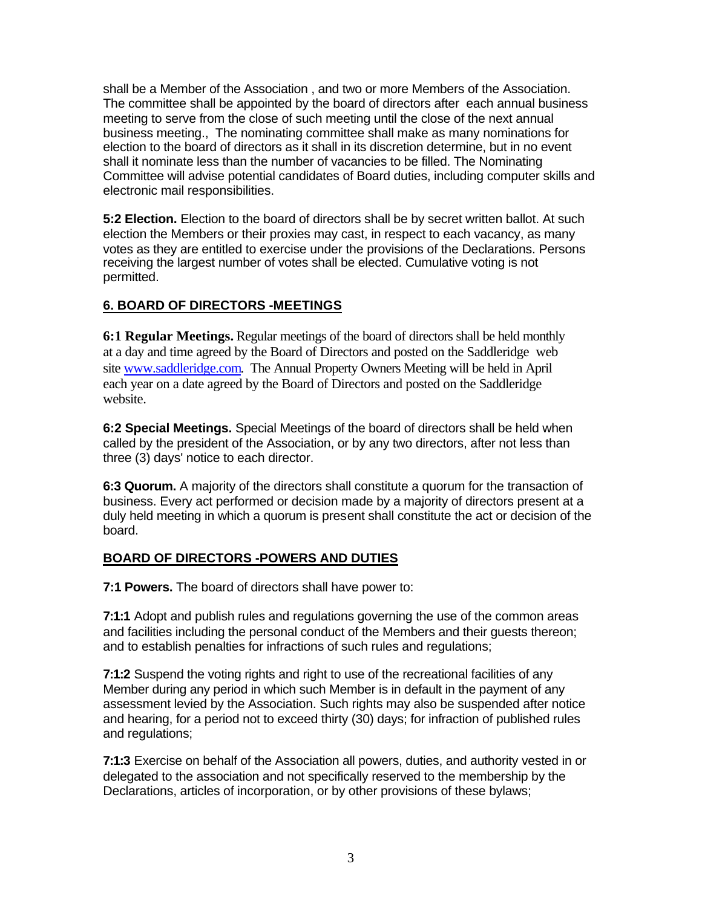shall be a Member of the Association , and two or more Members of the Association. The committee shall be appointed by the board of directors after each annual business meeting to serve from the close of such meeting until the close of the next annual business meeting., The nominating committee shall make as many nominations for election to the board of directors as it shall in its discretion determine, but in no event shall it nominate less than the number of vacancies to be filled. The Nominating Committee will advise potential candidates of Board duties, including computer skills and electronic mail responsibilities.

**5:2 Election.** Election to the board of directors shall be by secret written ballot. At such election the Members or their proxies may cast, in respect to each vacancy, as many votes as they are entitled to exercise under the provisions of the Declarations. Persons receiving the largest number of votes shall be elected. Cumulative voting is not permitted.

## 6. BOARD OF DIRECTORS -MEETINGS

**6:1 Regular Meetings.** Regular meetings of the board of directors shall be held monthly at a day and time agreed by the Board of Directors and posted on the Saddleridge web site [www.saddleridge.com](http://www.saddleridge.com). The Annual Property Owners Meeting will be held in April each year on a date agreed by the Board of Directors and posted on the Saddleridge website.

**6:2 Special Meetings.** Special Meetings of the board of directors shall be held when called by the president of the Association, or by any two directors, after not less than three (3) days' notice to each director.

**6:3 Quorum.** A majority of the directors shall constitute a quorum for the transaction of business. Every act performed or decision made by a majority of directors present at a duly held meeting in which a quorum is present shall constitute the act or decision of the board.

## BOARD OF DIRECTORS -POWERS AND DUTIES

**7:1 Powers.** The board of directors shall have power to:

**7:1:1** Adopt and publish rules and regulations governing the use of the common areas and facilities including the personal conduct of the Members and their guests thereon; and to establish penalties for infractions of such rules and regulations;

**7:1:2** Suspend the voting rights and right to use of the recreational facilities of any Member during any period in which such Member is in default in the payment of any assessment levied by the Association. Such rights may also be suspended after notice and hearing, for a period not to exceed thirty (30) days; for infraction of published rules and regulations;

**7:1:3** Exercise on behalf of the Association all powers, duties, and authority vested in or delegated to the association and not specifically reserved to the membership by the Declarations, articles of incorporation, or by other provisions of these bylaws;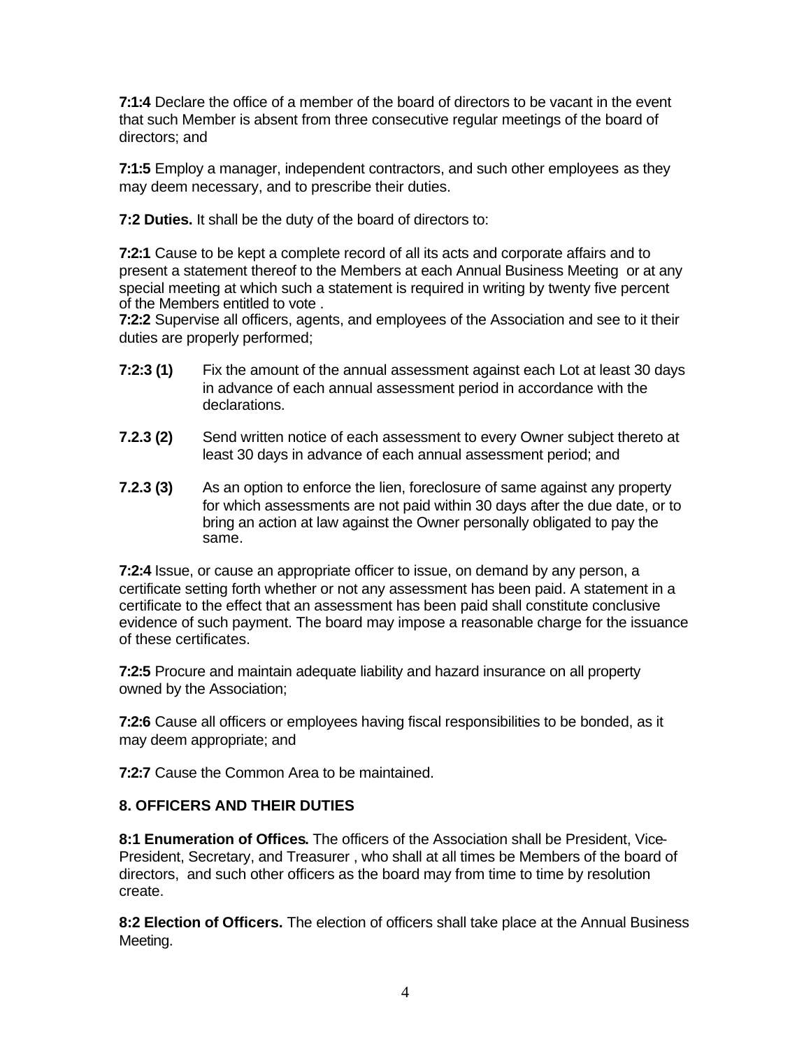**7:1:4** Declare the office of a member of the board of directors to be vacant in the event that such Member is absent from three consecutive regular meetings of the board of directors; and

**7:1:5** Employ a manager, independent contractors, and such other employees as they may deem necessary, and to prescribe their duties.

**7:2 Duties.** It shall be the duty of the board of directors to:

**7:2:1** Cause to be kept a complete record of all its acts and corporate affairs and to present a statement thereof to the Members at each Annual Business Meeting or at any special meeting at which such a statement is required in writing by twenty five percent of the Members entitled to vote .

**7:2:2** Supervise all officers, agents, and employees of the Association and see to it their duties are properly performed;

**7:2:3 (1)** Fix the amount of the annual assessment against each Lot at least 30 days in advance of each annual assessment period in accordance with the declarations.

**7.2.3 (2)** Send written notice of each assessment to every Owner subject thereto at least 30 days in advance of each annual assessment period; and

**7.2.3 (3)** As an option to enforce the lien, foreclosure of same against any property for which assessments are not paid within 30 days after the due date, or to bring an action at law against the Owner personally obligated to pay the same.

**7:2:4** Issue, or cause an appropriate officer to issue, on demand by any person, a certificate setting forth whether or not any assessment has been paid. A statement in a certificate to the effect that an assessment has been paid shall constitute conclusive evidence of such payment. The board may impose a reasonable charge for the issuance of these certificates.

**7:2:5** Procure and maintain adequate liability and hazard insurance on all property owned by the Association;

**7:2:6** Cause all officers or employees having fiscal responsibilities to be bonded, as it may deem appropriate; and

**7:2:7** Cause the Common Area to be maintained.

## 8. OFFICERS AND THEIR DUTIES

**8:1 Enumeration of Offices.** The officers of the Association shall be President, Vice-President, Secretary, and Treasurer , who shall at all times be Members of the board of directors, and such other officers as the board may from time to time by resolution create.

**8:2 Election of Officers.** The election of officers shall take place at the Annual Business Meeting.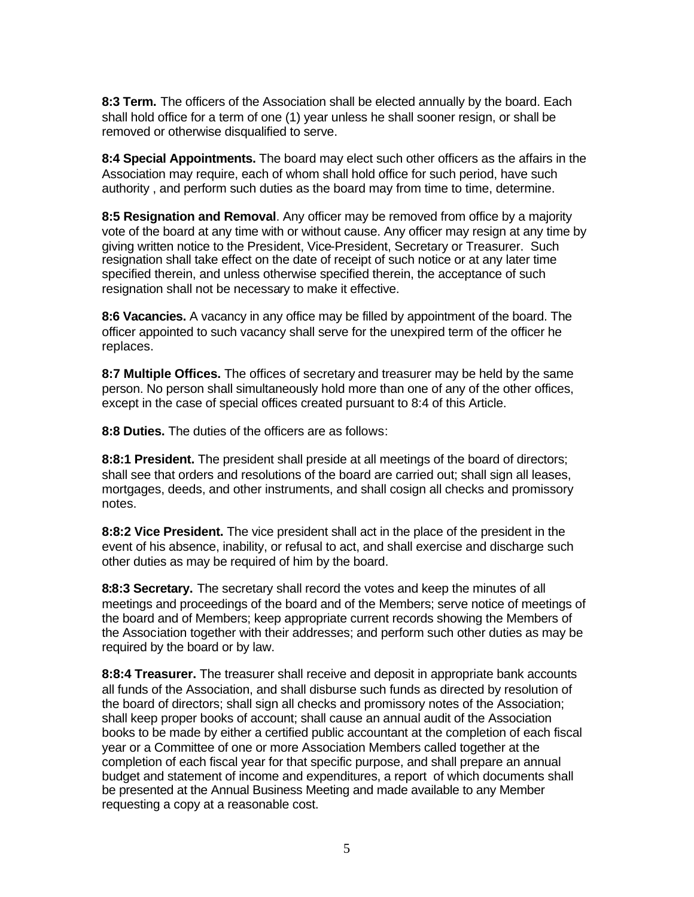**8:3 Term.** The officers of the Association shall be elected annually by the board. Each shall hold office for a term of one (1) year unless he shall sooner resign, or shall be removed or otherwise disqualified to serve.

**8:4 Special Appointments.** The board may elect such other officers as the affairs in the Association may require, each of whom shall hold office for such period, have such authority , and perform such duties as the board may from time to time, determine.

**8:5 Resignation and Removal**. Any officer may be removed from office by a majority vote of the board at any time with or without cause. Any officer may resign at any time by giving written notice to the President, Vice-President, Secretary or Treasurer. Such resignation shall take effect on the date of receipt of such notice or at any later time specified therein, and unless otherwise specified therein, the acceptance of such resignation shall not be necessary to make it effective.

**8:6 Vacancies.** A vacancy in any office may be filled by appointment of the board. The officer appointed to such vacancy shall serve for the unexpired term of the officer he replaces.

**8:7 Multiple Offices.** The offices of secretary and treasurer may be held by the same person. No person shall simultaneously hold more than one of any of the other offices, except in the case of special offices created pursuant to 8:4 of this Article.

**8:8 Duties.** The duties of the officers are as follows:

**8:8:1 President.** The president shall preside at all meetings of the board of directors; shall see that orders and resolutions of the board are carried out; shall sign all leases, mortgages, deeds, and other instruments, and shall cosign all checks and promissory notes.

**8:8:2 Vice President.** The vice president shall act in the place of the president in the event of his absence, inability, or refusal to act, and shall exercise and discharge such other duties as may be required of him by the board.

**8:8:3 Secretary.** The secretary shall record the votes and keep the minutes of all meetings and proceedings of the board and of the Members; serve notice of meetings of the board and of Members; keep appropriate current records showing the Members of the Association together with their addresses; and perform such other duties as may be required by the board or by law.

**8:8:4 Treasurer.** The treasurer shall receive and deposit in appropriate bank accounts all funds of the Association, and shall disburse such funds as directed by resolution of the board of directors; shall sign all checks and promissory notes of the Association; shall keep proper books of account; shall cause an annual audit of the Association books to be made by either a certified public accountant at the completion of each fiscal year or a Committee of one or more Association Members called together at the completion of each fiscal year for that specific purpose, and shall prepare an annual budget and statement of income and expenditures, a report of which documents shall be presented at the Annual Business Meeting and made available to any Member requesting a copy at a reasonable cost.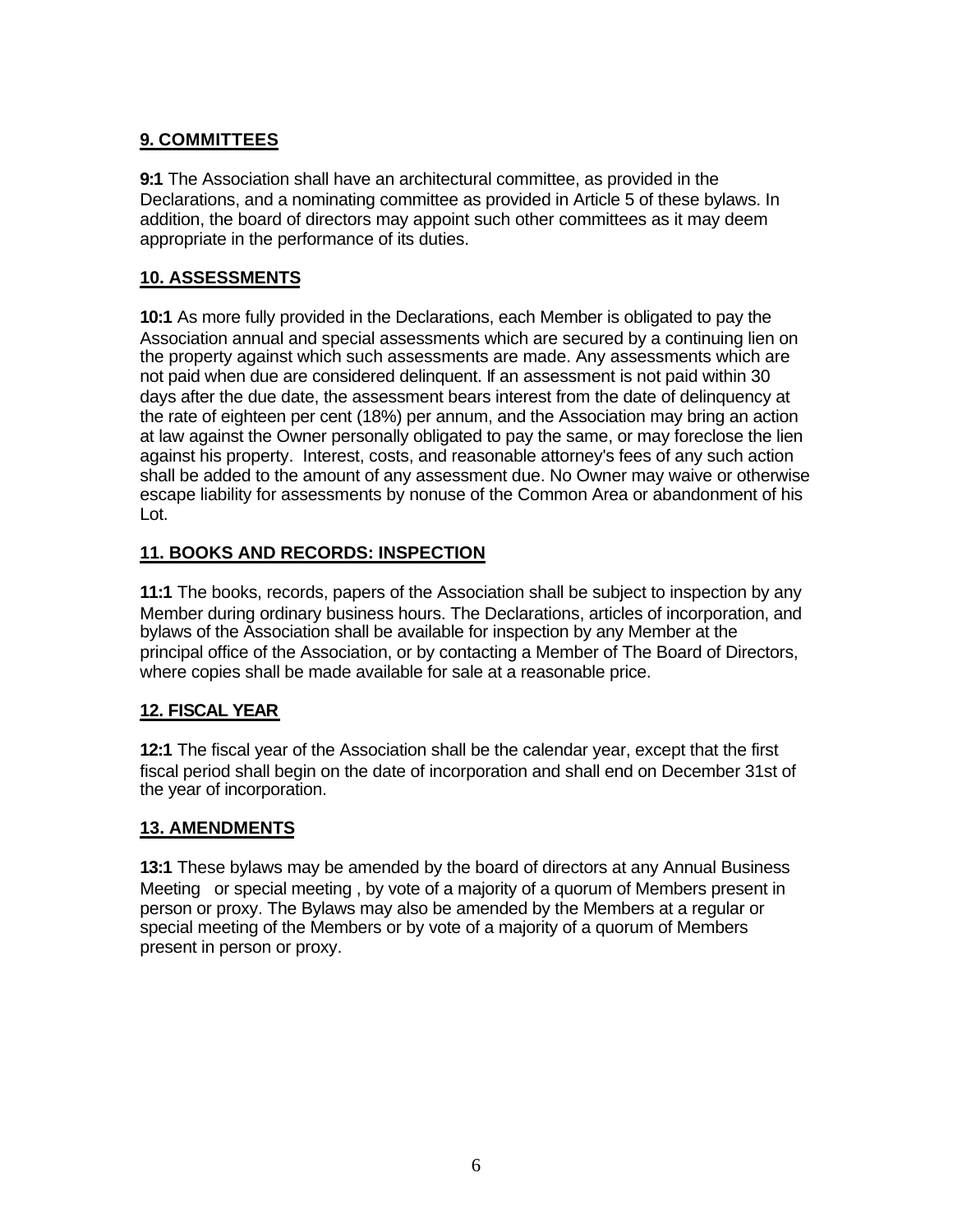## 9. COMMITTEES

**9:1** The Association shall have an architectural committee, as provided in the Declarations, and a nominating committee as provided in Article 5 of these bylaws. In addition, the board of directors may appoint such other committees as it may deem appropriate in the performance of its duties.

## 10. ASSESSMENTS

**10:1** As more fully provided in the Declarations, each Member is obligated to pay the Association annual and special assessments which are secured by a continuing lien on the property against which such assessments are made. Any assessments which are not paid when due are considered delinquent. If an assessment is not paid within 30 days after the due date, the assessment bears interest from the date of delinquency at the rate of eighteen per cent (18%) per annum, and the Association may bring an action at law against the Owner personally obligated to pay the same, or may foreclose the lien against his property. Interest, costs, and reasonable attorney's fees of any such action shall be added to the amount of any assessment due. No Owner may waive or otherwise escape liability for assessments by nonuse of the Common Area or abandonment of his Lot.

## 11. BOOKS AND RECORDS: INSPECTION

**11:1** The books, records, papers of the Association shall be subject to inspection by any Member during ordinary business hours. The Declarations, articles of incorporation, and bylaws of the Association shall be available for inspection by any Member at the principal office of the Association, or by contacting a Member of The Board of Directors, where copies shall be made available for sale at a reasonable price.

## 12. FISCAL YEAR

**12:1** The fiscal year of the Association shall be the calendar year, except that the first fiscal period shall begin on the date of incorporation and shall end on December 31st of the year of incorporation.

## 13. AMENDMENTS

**13:1** These bylaws may be amended by the board of directors at any Annual Business Meeting or special meeting , by vote of a majority of a quorum of Members present in person or proxy. The Bylaws may also be amended by the Members at a regular or special meeting of the Members or by vote of a majority of a quorum of Members present in person or proxy.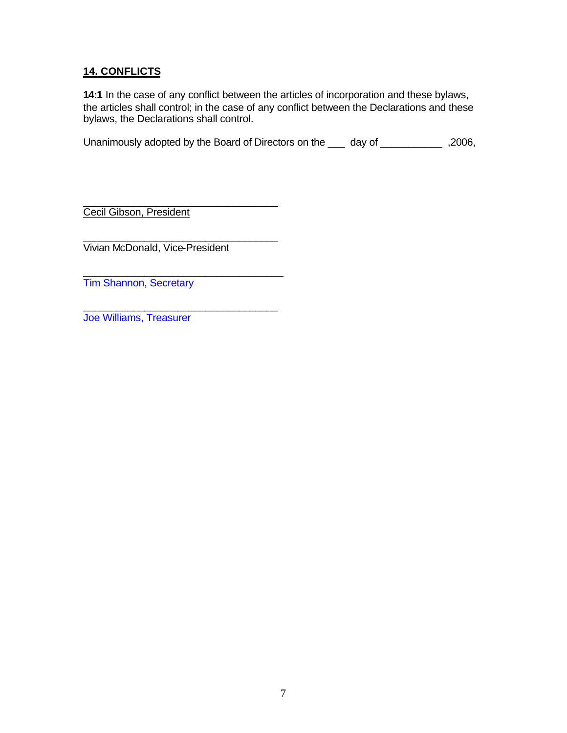## 14. CONFLICTS

**14:1** In the case of any conflict between the articles of incorporation and these bylaws, the articles shall control; in the case of any conflict between the Declarations and these bylaws, the Declarations shall control.

Unanimously adopted by the Board of Directors on the ___ day of ___________ ,2006,

___________________________________
Cecil Gibson, President

___________________________________
Vivian McDonald, Vice-President

___________________________________
Tim Shannon, Secretary

___________________________________
Joe Williams, Treasurer